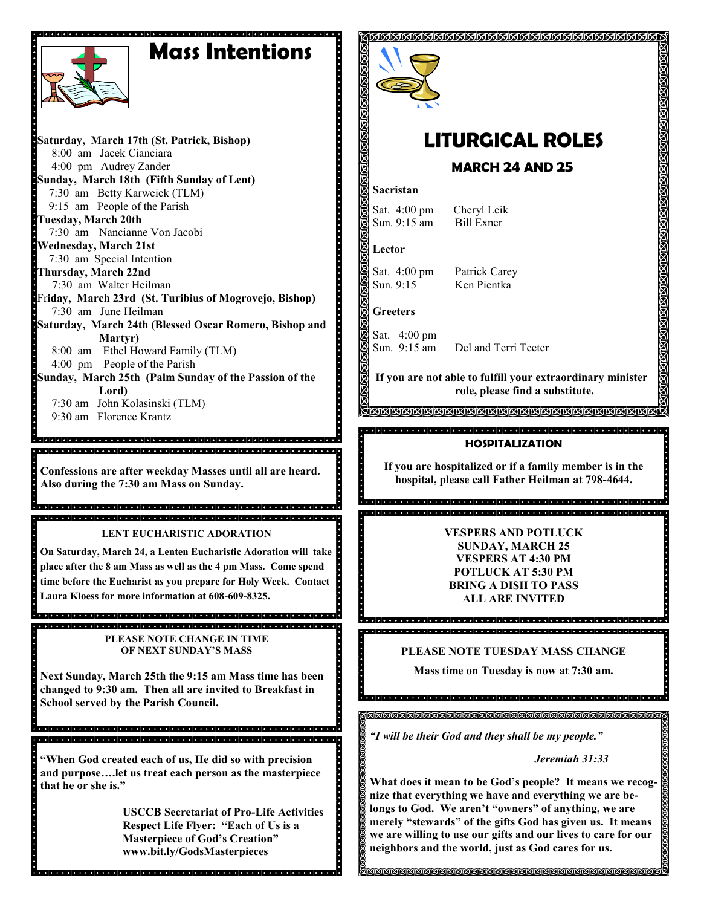# Mass Intentions

**Saturday, March 17th (St. Patrick, Bishop)**
8:00 am Jacek Cianciara
4:00 pm Audrey Zander

**Sunday, March 18th (Fifth Sunday of Lent)**
7:30 am Betty Karweick (TLM)
9:15 am People of the Parish

**Tuesday, March 20th**
7:30 am Nancianne Von Jacobi

**Wednesday, March 21st**
7:30 am Special Intention

**Thursday, March 22nd**
7:30 am Walter Heilman

**Friday, March 23rd (St. Turibius of Mogrovejo, Bishop)**
7:30 am June Heilman

**Saturday, March 24th (Blessed Oscar Romero, Bishop and Martyr)**
8:00 am Ethel Howard Family (TLM)
4:00 pm People of the Parish

**Sunday, March 25th (Palm Sunday of the Passion of the Lord)**
7:30 am John Kolasinski (TLM)
9:30 am Florence Krantz

**Confessions are after weekday Masses until all are heard. Also during the 7:30 am Mass on Sunday.**

### LENT EUCHARISTIC ADORATION

**On Saturday, March 24, a Lenten Eucharistic Adoration will take place after the 8 am Mass as well as the 4 pm Mass. Come spend time before the Eucharist as you prepare for Holy Week. Contact Laura Kloess for more information at 608-609-8325.**

### PLEASE NOTE CHANGE IN TIME OF NEXT SUNDAY'S MASS

**Next Sunday, March 25th the 9:15 am Mass time has been changed to 9:30 am. Then all are invited to Breakfast in School served by the Parish Council.**

**"When God created each of us, He did so with precision and purpose….let us treat each person as the masterpiece that he or she is."**

**USCCB Secretariat of Pro-Life Activities**
**Respect Life Flyer: "Each of Us is a Masterpiece of God's Creation"**
**www.bit.ly/GodsMasterpieces**

# LITURGICAL ROLES

## MARCH 24 AND 25

**Sacristan**

Sat. 4:00 pm Cheryl Leik
Sun. 9:15 am Bill Exner

**Lector**

Sat. 4:00 pm Patrick Carey
Sun. 9:15 Ken Pientka

**Greeters**

Sat. 4:00 pm
Sun. 9:15 am Del and Terri Teeter

**If you are not able to fulfill your extraordinary minister role, please find a substitute.**

### HOSPITALIZATION

**If you are hospitalized or if a family member is in the hospital, please call Father Heilman at 798-4644.**

**VESPERS AND POTLUCK**
**SUNDAY, MARCH 25**
**VESPERS AT 4:30 PM**
**POTLUCK AT 5:30 PM**
**BRING A DISH TO PASS**
**ALL ARE INVITED**

### PLEASE NOTE TUESDAY MASS CHANGE

**Mass time on Tuesday is now at 7:30 am.**

***"I will be their God and they shall be my people."***

***Jeremiah 31:33***

**What does it mean to be God's people? It means we recognize that everything we have and everything we are belongs to God. We aren't "owners" of anything, we are merely "stewards" of the gifts God has given us. It means we are willing to use our gifts and our lives to care for our neighbors and the world, just as God cares for us.**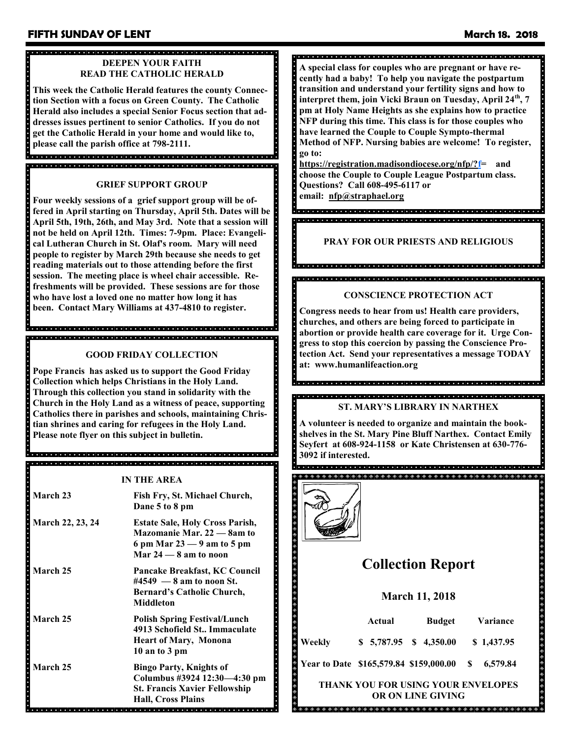## DEEPEN YOUR FAITH
## READ THE CATHOLIC HERALD

**This week the Catholic Herald features the county Connection Section with a focus on Green County. The Catholic Herald also includes a special Senior Focus section that addresses issues pertinent to senior Catholics. If you do not get the Catholic Herald in your home and would like to, please call the parish office at 798-2111.**

## GRIEF SUPPORT GROUP

**Four weekly sessions of a grief support group will be offered in April starting on Thursday, April 5th. Dates will be April 5th, 19th, 26th, and May 3rd. Note that a session will not be held on April 12th. Times: 7-9pm. Place: Evangelical Lutheran Church in St. Olaf's room. Mary will need people to register by March 29th because she needs to get reading materials out to those attending before the first session. The meeting place is wheel chair accessible. Refreshments will be provided. These sessions are for those who have lost a loved one no matter how long it has been. Contact Mary Williams at 437-4810 to register.**

## GOOD FRIDAY COLLECTION

**Pope Francis has asked us to support the Good Friday Collection which helps Christians in the Holy Land. Through this collection you stand in solidarity with the Church in the Holy Land as a witness of peace, supporting Catholics there in parishes and schools, maintaining Christian shrines and caring for refugees in the Holy Land. Please note flyer on this subject in bulletin.**

## IN THE AREA

| | |
|---|---|
| **March 23** | **Fish Fry, St. Michael Church, Dane 5 to 8 pm** |
| **March 22, 23, 24** | **Estate Sale, Holy Cross Parish, Mazomanie Mar. 22 — 8am to 6 pm Mar 23 — 9 am to 5 pm Mar 24 — 8 am to noon** |
| **March 25** | **Pancake Breakfast, KC Council #4549 — 8 am to noon St. Bernard's Catholic Church, Middleton** |
| **March 25** | **Polish Spring Festival/Lunch 4913 Schofield St.. Immaculate Heart of Mary, Monona 10 an to 3 pm** |
| **March 25** | **Bingo Party, Knights of Columbus #3924 12:30—4:30 pm St. Francis Xavier Fellowship Hall, Cross Plains** |

**A special class for couples who are pregnant or have recently had a baby! To help you navigate the postpartum transition and understand your fertility signs and how to interpret them, join Vicki Braun on Tuesday, April 24th, 7 pm at Holy Name Heights as she explains how to practice NFP during this time. This class is for those couples who have learned the Couple to Couple Sympto-thermal Method of NFP. Nursing babies are welcome! To register, go to:**
**https://registration.madisondiocese.org/nfp/?f= and choose the Couple to Couple League Postpartum class. Questions? Call 608-495-6117 or email: nfp@straphael.org**

## PRAY FOR OUR PRIESTS AND RELIGIOUS

## CONSCIENCE PROTECTION ACT

**Congress needs to hear from us! Health care providers, churches, and others are being forced to participate in abortion or provide health care coverage for it. Urge Congress to stop this coercion by passing the Conscience Protection Act. Send your representatives a message TODAY at: www.humanlifeaction.org**

## ST. MARY'S LIBRARY IN NARTHEX

**A volunteer is needed to organize and maintain the bookshelves in the St. Mary Pine Bluff Narthex. Contact Emily Seyfert at 608-924-1158 or Kate Christensen at 630-776-3092 if interested.**

# Collection Report

### March 11, 2018

| | Actual | Budget | Variance |
|---|---|---|---|
| **Weekly** | $ 5,787.95 | $ 4,350.00 | $ 1,437.95 |
| **Year to Date** | $165,579.84 | $159,000.00 | $ 6,579.84 |

**THANK YOU FOR USING YOUR ENVELOPES OR ON LINE GIVING**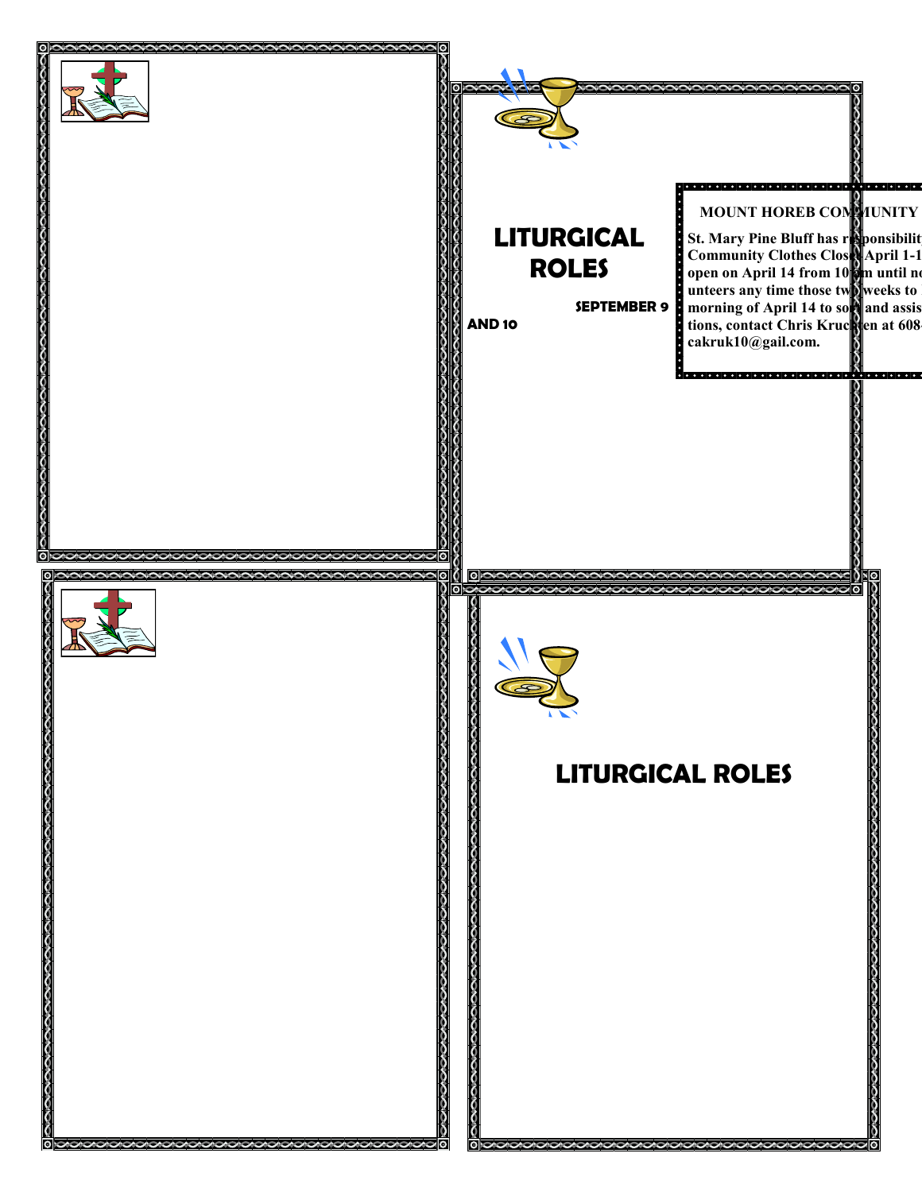## LITURGICAL ROLES

**SEPTEMBER 9 AND 10**

**MOUNT HOREB COMMUNITY**

**St. Mary Pine Bluff has responsibilit Community Clothes Closet April 1-1 open on April 14 from 10 am until no unteers any time those two weeks to morning of April 14 to sort and assis tions, contact Chris Kruckten at 608 cakruk10@gail.com.**

## LITURGICAL ROLES